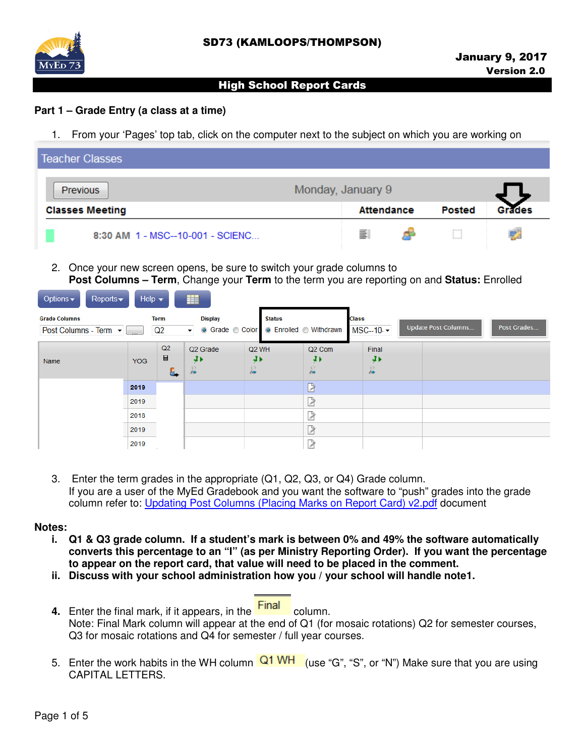**SD73 (KAMLOOPS/THOMPSON)**

**January 9, 2017**
**Version 2.0**

# High School Report Cards

## Part 1 – Grade Entry (a class at a time)

1. From your 'Pages' top tab, click on the computer next to the subject on which you are working on

2. Once your new screen opens, be sure to switch your grade columns to **Post Columns – Term**, Change your **Term** to the term you are reporting on and **Status:** Enrolled

3. Enter the term grades in the appropriate (Q1, Q2, Q3, or Q4) Grade column.
   If you are a user of the MyEd Gradebook and you want the software to "push" grades into the grade column refer to: Updating Post Columns (Placing Marks on Report Card) v2.pdf document

**Notes:**

i. **Q1 & Q3 grade column. If a student's mark is between 0% and 49% the software automatically converts this percentage to an "I" (as per Ministry Reporting Order). If you want the percentage to appear on the report card, that value will need to be placed in the comment.**

ii. **Discuss with your school administration how you / your school will handle note1.**

4. Enter the final mark, if it appears, in the Final column.
   Note: Final Mark column will appear at the end of Q1 (for mosaic rotations) Q2 for semester courses, Q3 for mosaic rotations and Q4 for semester / full year courses.

5. Enter the work habits in the WH column Q1 WH (use "G", "S", or "N") Make sure that you are using CAPITAL LETTERS.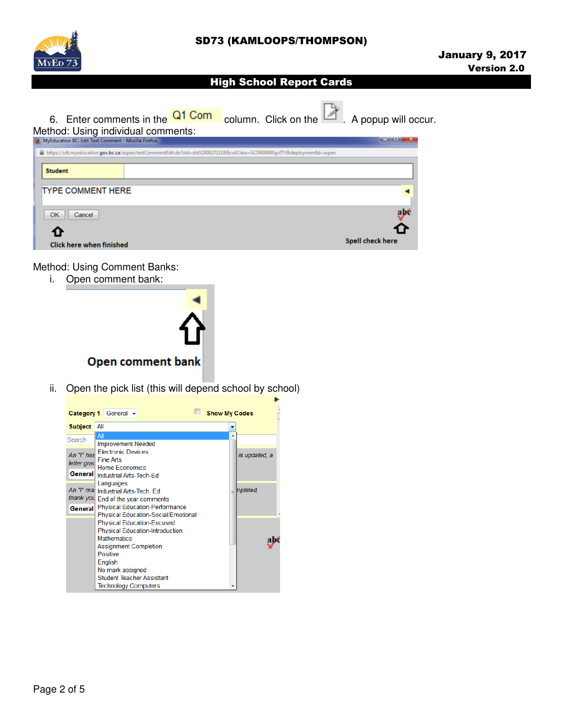6. Enter comments in the Q1 Com column. Click on the . A popup will occur.

Method: Using individual comments:

Method: Using Comment Banks:

i. Open comment bank:

ii. Open the pick list (this will depend school by school)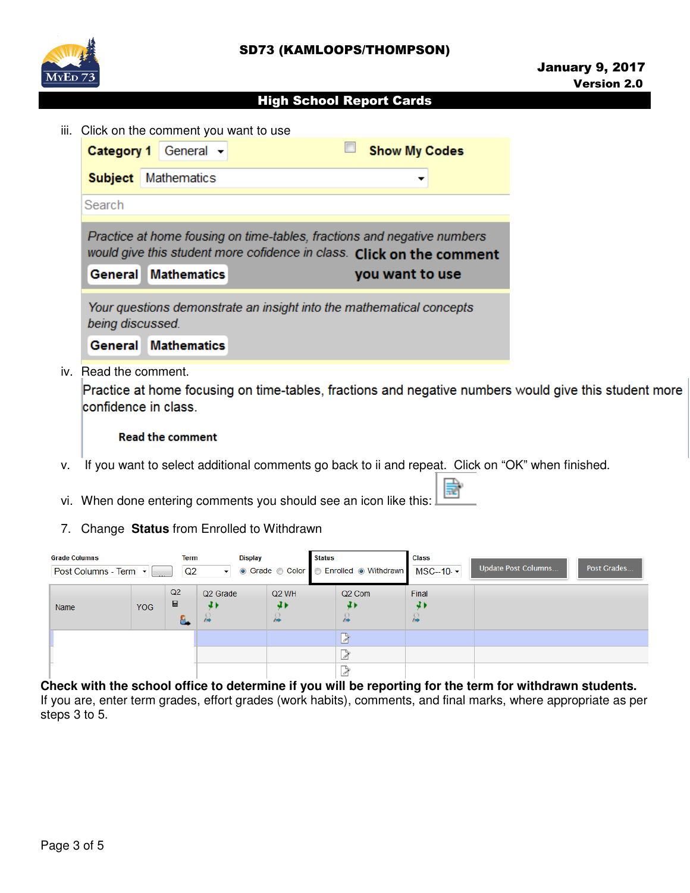iii. Click on the comment you want to use

Category 1 General | Show My Codes

Subject Mathematics

Search

*Practice at home fousing on time-tables, fractions and negative numbers would give this student more cofidence in class.* **Click on the comment you want to use**

General | Mathematics

*Your questions demonstrate an insight into the mathematical concepts being discussed.*

General | Mathematics

iv. Read the comment.

Practice at home focusing on time-tables, fractions and negative numbers would give this student more confidence in class.

**Read the comment**

v. If you want to select additional comments go back to ii and repeat. Click on "OK" when finished.

vi. When done entering comments you should see an icon like this:

7. Change **Status** from Enrolled to Withdrawn

| Grade Columns | Term | Display | Status | Class | | |
|---|---|---|---|---|---|---|
| Post Columns - Term | Q2 | Grade / Color | Enrolled / Withdrawn | MSC--10- | Update Post Columns... | Post Grades... |

| Name | YOG | Q2 | Q2 Grade | Q2 WH | Q2 Com | Final |
|---|---|---|---|---|---|---|

**Check with the school office to determine if you will be reporting for the term for withdrawn students.** If you are, enter term grades, effort grades (work habits), comments, and final marks, where appropriate as per steps 3 to 5.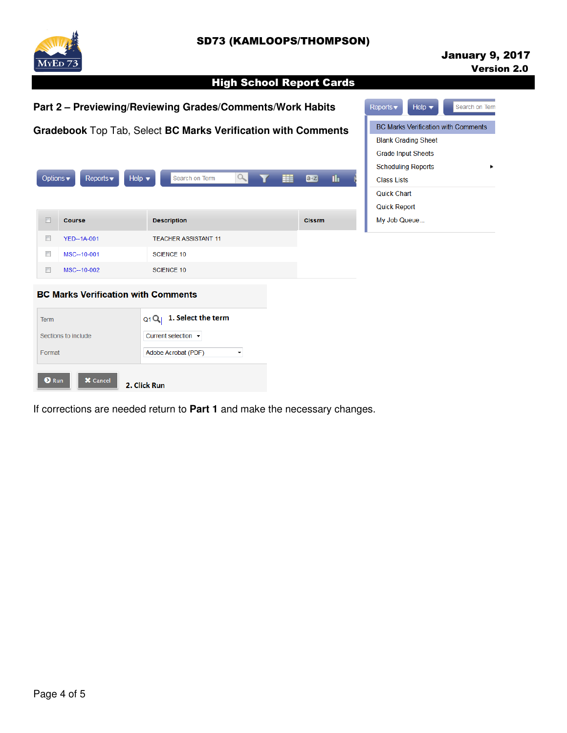## Part 2 – Previewing/Reviewing Grades/Comments/Work Habits

**Gradebook** Top Tab, Select **BC Marks Verification with Comments**

Options ▾ | Reports ▾ | Help ▾ | Search on Term

| | Course | Description | Clssrm |
|---|---|---|---|
| ☐ | YED--1A-001 | TEACHER ASSISTANT 11 | |
| ☐ | MSC--10-001 | SCIENCE 10 | |
| ☐ | MSC--10-002 | SCIENCE 10 | |

Reports ▾ | Help ▾ | Search on Term

- BC Marks Verification with Comments
- Blank Grading Sheet
- Grade Input Sheets
- Scheduling Reports ▸
- Class Lists
- Quick Chart
- Quick Report
- My Job Queue...

**BC Marks Verification with Comments**

| | |
|---|---|
| Term | Q1 — **1. Select the term** |
| Sections to include | Current selection |
| Format | Adobe Acrobat (PDF) |

Run | Cancel — **2. Click Run**

If corrections are needed return to **Part 1** and make the necessary changes.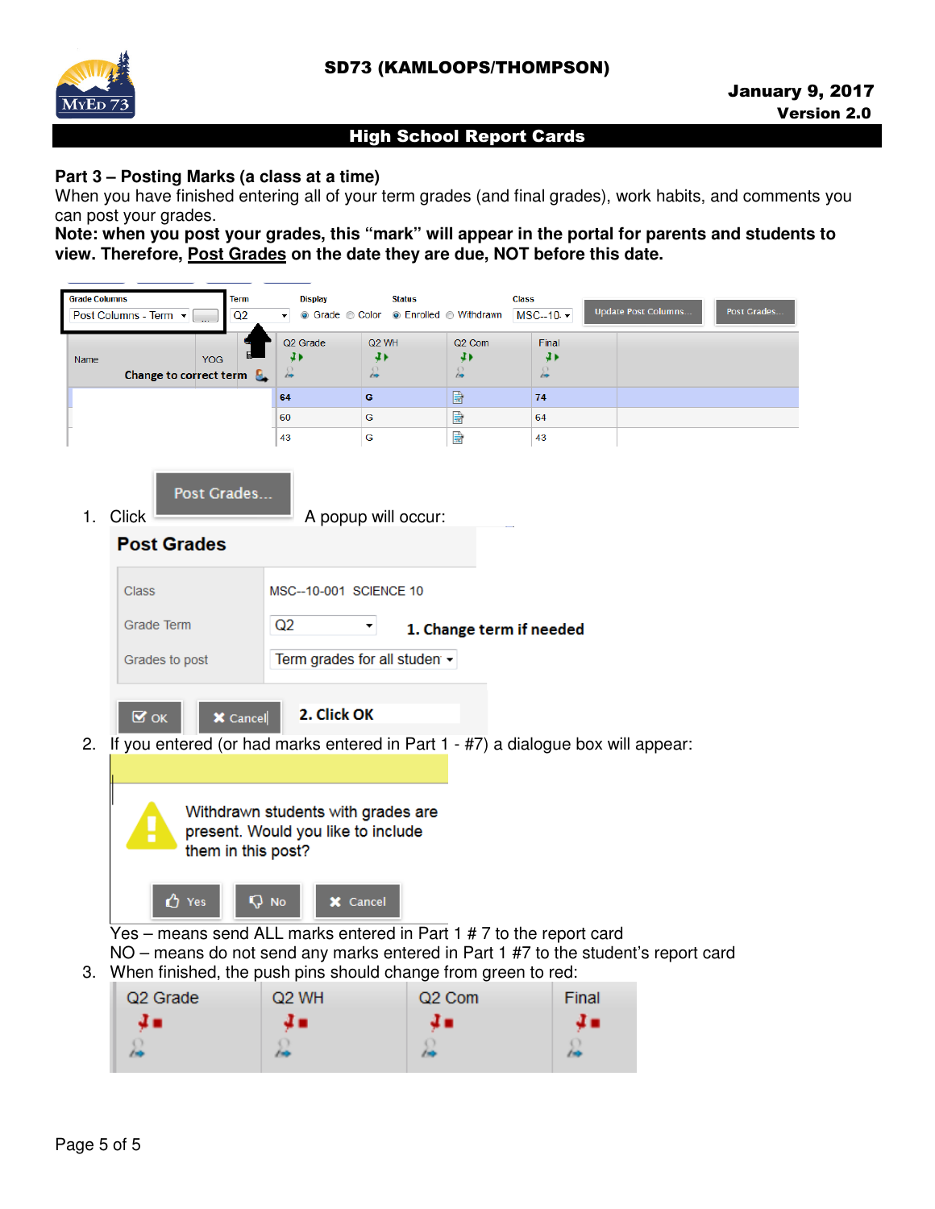## Part 3 – Posting Marks (a class at a time)

When you have finished entering all of your term grades (and final grades), work habits, and comments you can post your grades.

**Note: when you post your grades, this "mark" will appear in the portal for parents and students to view. Therefore, Post Grades on the date they are due, NOT before this date.**

1. Click Post Grades... A popup will occur:

   1. Change term if needed
   2. Click OK

2. If you entered (or had marks entered in Part 1 - #7) a dialogue box will appear:

   Yes – means send ALL marks entered in Part 1 # 7 to the report card
   NO – means do not send any marks entered in Part 1 #7 to the student's report card

3. When finished, the push pins should change from green to red: